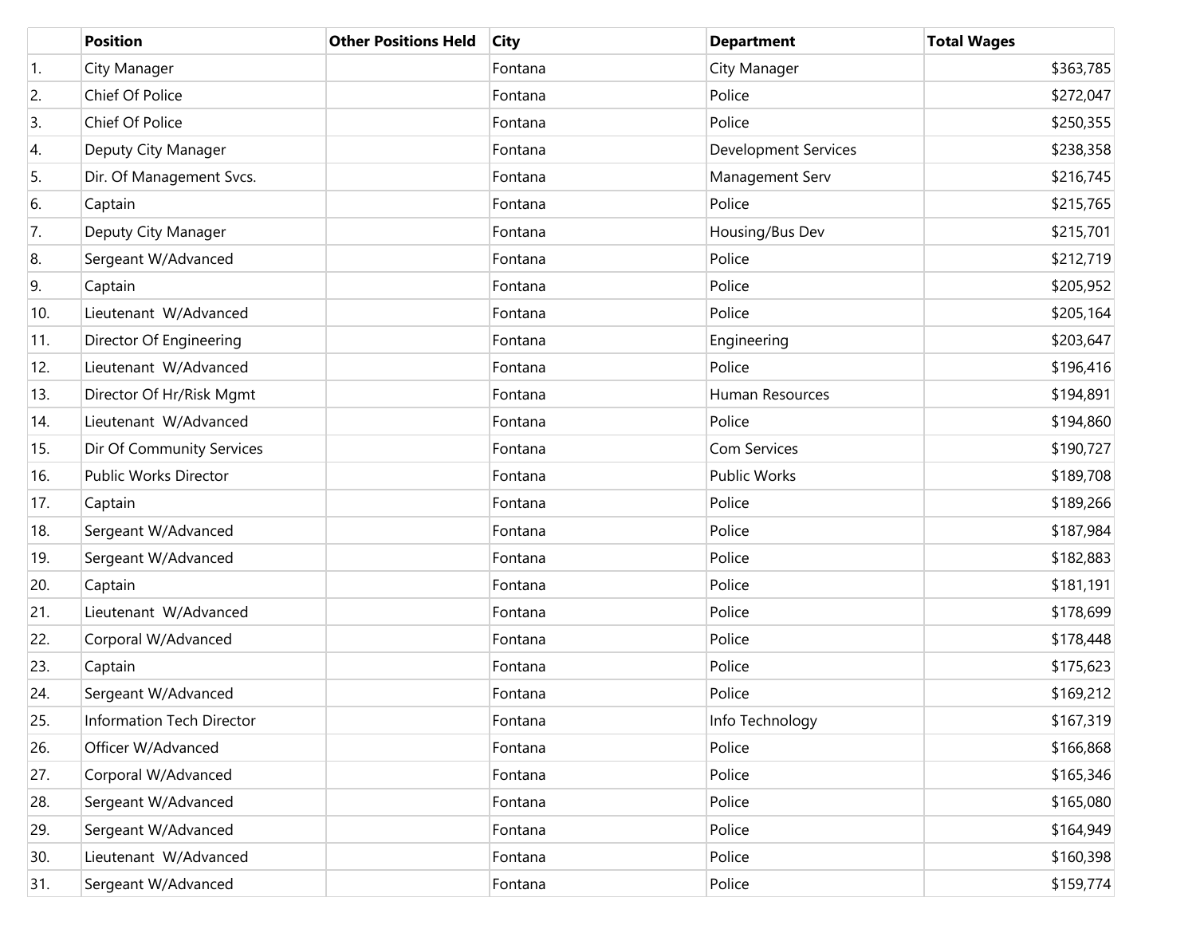| | Position | Other Positions Held | City | Department | Total Wages |
|---|---|---|---|---|---|
| 1. | City Manager | | Fontana | City Manager | $363,785 |
| 2. | Chief Of Police | | Fontana | Police | $272,047 |
| 3. | Chief Of Police | | Fontana | Police | $250,355 |
| 4. | Deputy City Manager | | Fontana | Development Services | $238,358 |
| 5. | Dir. Of Management Svcs. | | Fontana | Management Serv | $216,745 |
| 6. | Captain | | Fontana | Police | $215,765 |
| 7. | Deputy City Manager | | Fontana | Housing/Bus Dev | $215,701 |
| 8. | Sergeant W/Advanced | | Fontana | Police | $212,719 |
| 9. | Captain | | Fontana | Police | $205,952 |
| 10. | Lieutenant W/Advanced | | Fontana | Police | $205,164 |
| 11. | Director Of Engineering | | Fontana | Engineering | $203,647 |
| 12. | Lieutenant W/Advanced | | Fontana | Police | $196,416 |
| 13. | Director Of Hr/Risk Mgmt | | Fontana | Human Resources | $194,891 |
| 14. | Lieutenant W/Advanced | | Fontana | Police | $194,860 |
| 15. | Dir Of Community Services | | Fontana | Com Services | $190,727 |
| 16. | Public Works Director | | Fontana | Public Works | $189,708 |
| 17. | Captain | | Fontana | Police | $189,266 |
| 18. | Sergeant W/Advanced | | Fontana | Police | $187,984 |
| 19. | Sergeant W/Advanced | | Fontana | Police | $182,883 |
| 20. | Captain | | Fontana | Police | $181,191 |
| 21. | Lieutenant W/Advanced | | Fontana | Police | $178,699 |
| 22. | Corporal W/Advanced | | Fontana | Police | $178,448 |
| 23. | Captain | | Fontana | Police | $175,623 |
| 24. | Sergeant W/Advanced | | Fontana | Police | $169,212 |
| 25. | Information Tech Director | | Fontana | Info Technology | $167,319 |
| 26. | Officer W/Advanced | | Fontana | Police | $166,868 |
| 27. | Corporal W/Advanced | | Fontana | Police | $165,346 |
| 28. | Sergeant W/Advanced | | Fontana | Police | $165,080 |
| 29. | Sergeant W/Advanced | | Fontana | Police | $164,949 |
| 30. | Lieutenant W/Advanced | | Fontana | Police | $160,398 |
| 31. | Sergeant W/Advanced | | Fontana | Police | $159,774 |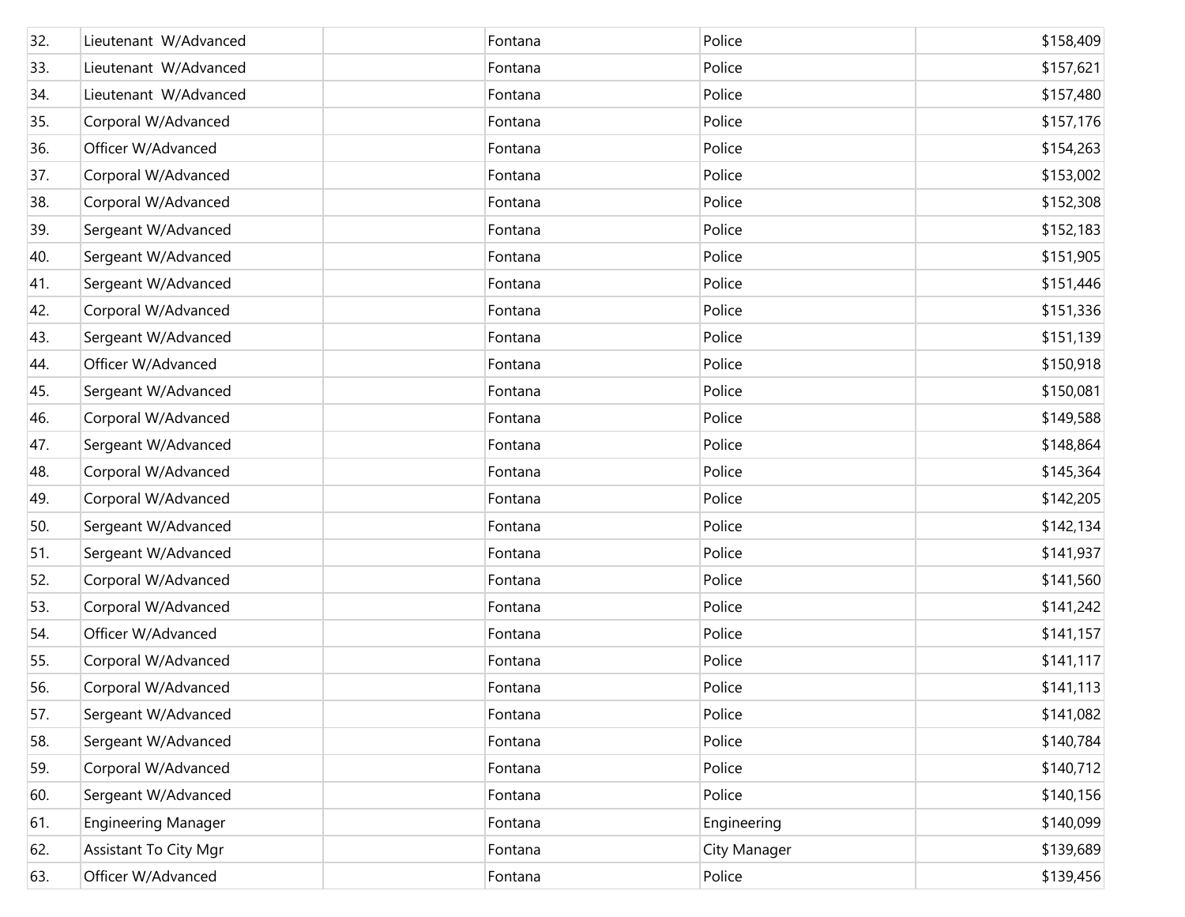| | | | | | |
|---|---|---|---|---|---|
| 32. | Lieutenant  W/Advanced | | Fontana | Police | $158,409 |
| 33. | Lieutenant  W/Advanced | | Fontana | Police | $157,621 |
| 34. | Lieutenant  W/Advanced | | Fontana | Police | $157,480 |
| 35. | Corporal W/Advanced | | Fontana | Police | $157,176 |
| 36. | Officer W/Advanced | | Fontana | Police | $154,263 |
| 37. | Corporal W/Advanced | | Fontana | Police | $153,002 |
| 38. | Corporal W/Advanced | | Fontana | Police | $152,308 |
| 39. | Sergeant W/Advanced | | Fontana | Police | $152,183 |
| 40. | Sergeant W/Advanced | | Fontana | Police | $151,905 |
| 41. | Sergeant W/Advanced | | Fontana | Police | $151,446 |
| 42. | Corporal W/Advanced | | Fontana | Police | $151,336 |
| 43. | Sergeant W/Advanced | | Fontana | Police | $151,139 |
| 44. | Officer W/Advanced | | Fontana | Police | $150,918 |
| 45. | Sergeant W/Advanced | | Fontana | Police | $150,081 |
| 46. | Corporal W/Advanced | | Fontana | Police | $149,588 |
| 47. | Sergeant W/Advanced | | Fontana | Police | $148,864 |
| 48. | Corporal W/Advanced | | Fontana | Police | $145,364 |
| 49. | Corporal W/Advanced | | Fontana | Police | $142,205 |
| 50. | Sergeant W/Advanced | | Fontana | Police | $142,134 |
| 51. | Sergeant W/Advanced | | Fontana | Police | $141,937 |
| 52. | Corporal W/Advanced | | Fontana | Police | $141,560 |
| 53. | Corporal W/Advanced | | Fontana | Police | $141,242 |
| 54. | Officer W/Advanced | | Fontana | Police | $141,157 |
| 55. | Corporal W/Advanced | | Fontana | Police | $141,117 |
| 56. | Corporal W/Advanced | | Fontana | Police | $141,113 |
| 57. | Sergeant W/Advanced | | Fontana | Police | $141,082 |
| 58. | Sergeant W/Advanced | | Fontana | Police | $140,784 |
| 59. | Corporal W/Advanced | | Fontana | Police | $140,712 |
| 60. | Sergeant W/Advanced | | Fontana | Police | $140,156 |
| 61. | Engineering Manager | | Fontana | Engineering | $140,099 |
| 62. | Assistant To City Mgr | | Fontana | City Manager | $139,689 |
| 63. | Officer W/Advanced | | Fontana | Police | $139,456 |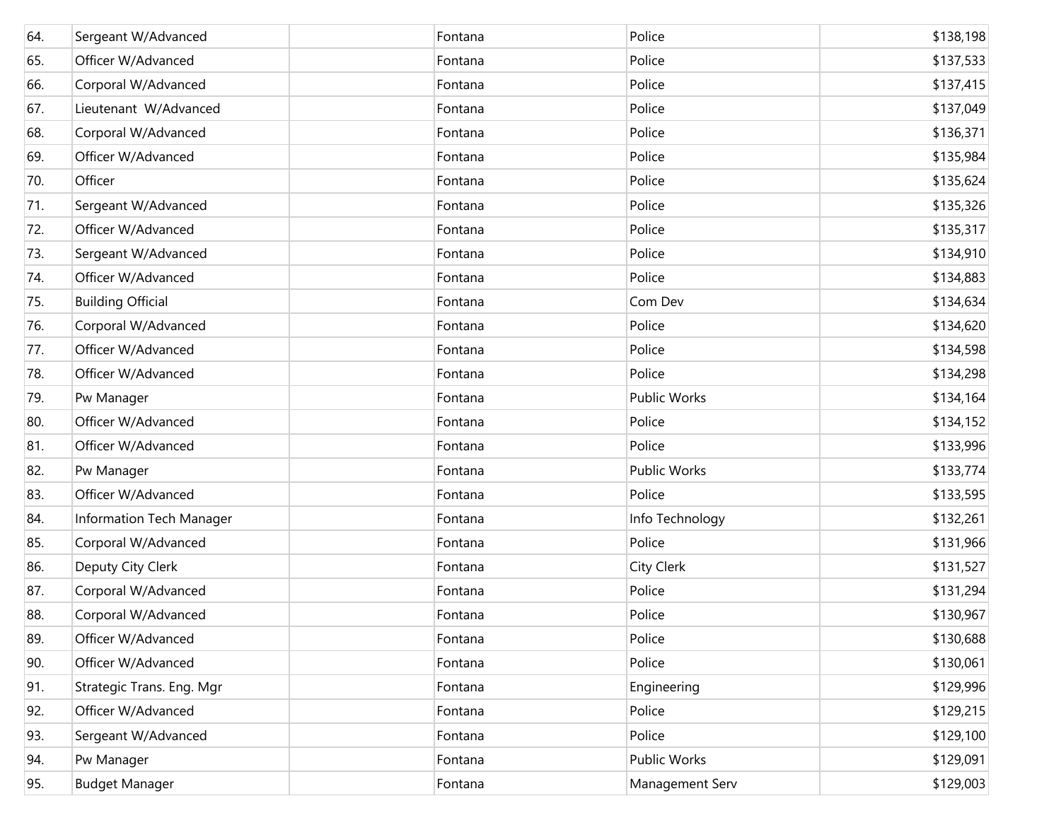| | | | | | |
|---|---|---|---|---|---|
| 64. | Sergeant W/Advanced | | Fontana | Police | $138,198 |
| 65. | Officer W/Advanced | | Fontana | Police | $137,533 |
| 66. | Corporal W/Advanced | | Fontana | Police | $137,415 |
| 67. | Lieutenant  W/Advanced | | Fontana | Police | $137,049 |
| 68. | Corporal W/Advanced | | Fontana | Police | $136,371 |
| 69. | Officer W/Advanced | | Fontana | Police | $135,984 |
| 70. | Officer | | Fontana | Police | $135,624 |
| 71. | Sergeant W/Advanced | | Fontana | Police | $135,326 |
| 72. | Officer W/Advanced | | Fontana | Police | $135,317 |
| 73. | Sergeant W/Advanced | | Fontana | Police | $134,910 |
| 74. | Officer W/Advanced | | Fontana | Police | $134,883 |
| 75. | Building Official | | Fontana | Com Dev | $134,634 |
| 76. | Corporal W/Advanced | | Fontana | Police | $134,620 |
| 77. | Officer W/Advanced | | Fontana | Police | $134,598 |
| 78. | Officer W/Advanced | | Fontana | Police | $134,298 |
| 79. | Pw Manager | | Fontana | Public Works | $134,164 |
| 80. | Officer W/Advanced | | Fontana | Police | $134,152 |
| 81. | Officer W/Advanced | | Fontana | Police | $133,996 |
| 82. | Pw Manager | | Fontana | Public Works | $133,774 |
| 83. | Officer W/Advanced | | Fontana | Police | $133,595 |
| 84. | Information Tech Manager | | Fontana | Info Technology | $132,261 |
| 85. | Corporal W/Advanced | | Fontana | Police | $131,966 |
| 86. | Deputy City Clerk | | Fontana | City Clerk | $131,527 |
| 87. | Corporal W/Advanced | | Fontana | Police | $131,294 |
| 88. | Corporal W/Advanced | | Fontana | Police | $130,967 |
| 89. | Officer W/Advanced | | Fontana | Police | $130,688 |
| 90. | Officer W/Advanced | | Fontana | Police | $130,061 |
| 91. | Strategic Trans. Eng. Mgr | | Fontana | Engineering | $129,996 |
| 92. | Officer W/Advanced | | Fontana | Police | $129,215 |
| 93. | Sergeant W/Advanced | | Fontana | Police | $129,100 |
| 94. | Pw Manager | | Fontana | Public Works | $129,091 |
| 95. | Budget Manager | | Fontana | Management Serv | $129,003 |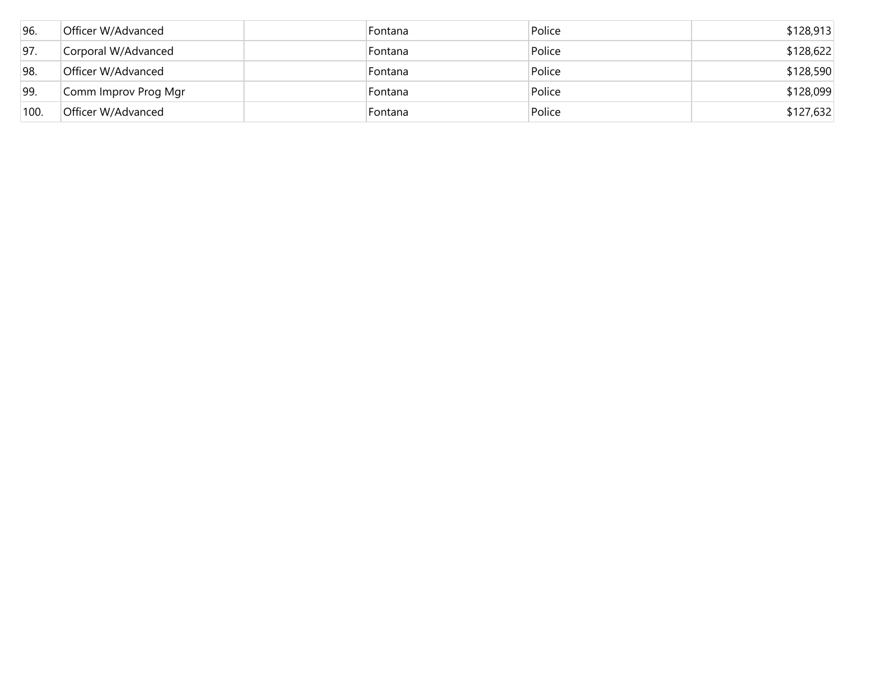| | | | | | |
|---|---|---|---|---|---|
| 96. | Officer W/Advanced | | Fontana | Police | $128,913 |
| 97. | Corporal W/Advanced | | Fontana | Police | $128,622 |
| 98. | Officer W/Advanced | | Fontana | Police | $128,590 |
| 99. | Comm Improv Prog Mgr | | Fontana | Police | $128,099 |
| 100. | Officer W/Advanced | | Fontana | Police | $127,632 |